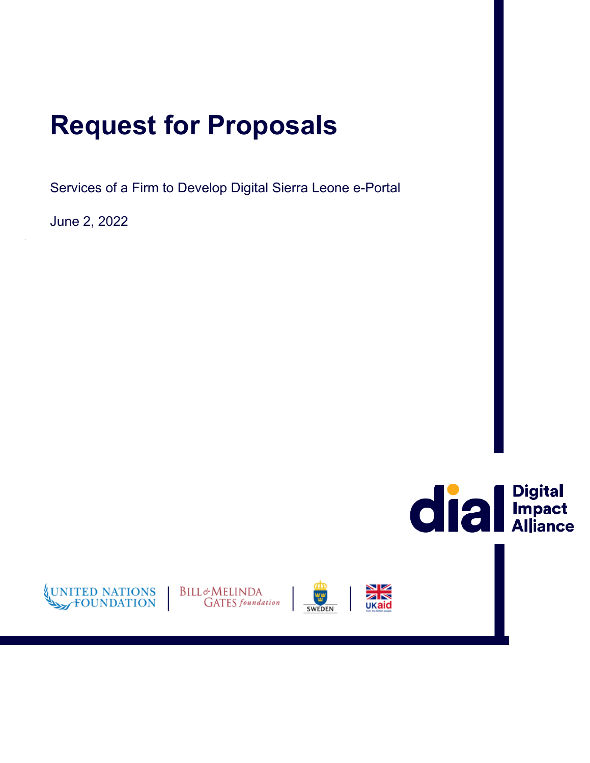# Request for Proposals

Services of a Firm to Develop Digital Sierra Leone e-Portal

June 2, 2022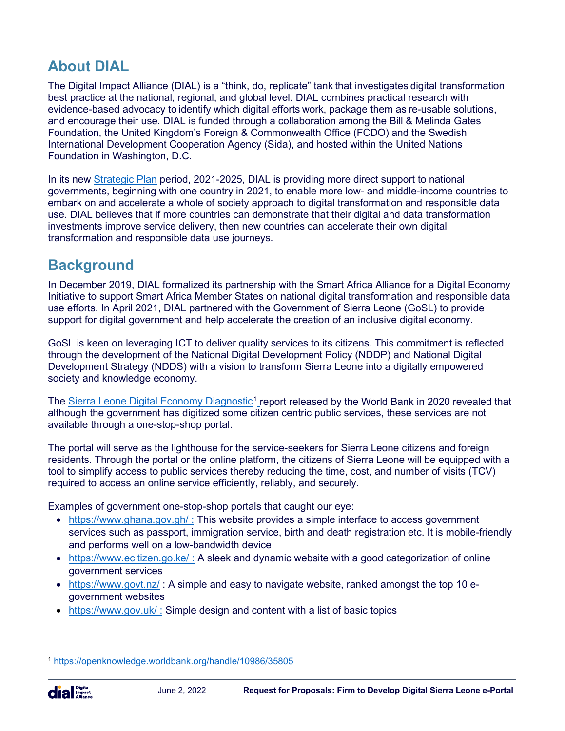## About DIAL

The Digital Impact Alliance (DIAL) is a "think, do, replicate" tank that investigates digital transformation best practice at the national, regional, and global level. DIAL combines practical research with evidence-based advocacy to identify which digital efforts work, package them as re-usable solutions, and encourage their use. DIAL is funded through a collaboration among the Bill & Melinda Gates Foundation, the United Kingdom's Foreign & Commonwealth Office (FCDO) and the Swedish International Development Cooperation Agency (Sida), and hosted within the United Nations Foundation in Washington, D.C.

In its new Strategic Plan period, 2021-2025, DIAL is providing more direct support to national governments, beginning with one country in 2021, to enable more low- and middle-income countries to embark on and accelerate a whole of society approach to digital transformation and responsible data use. DIAL believes that if more countries can demonstrate that their digital and data transformation investments improve service delivery, then new countries can accelerate their own digital transformation and responsible data use journeys.

## Background

In December 2019, DIAL formalized its partnership with the Smart Africa Alliance for a Digital Economy Initiative to support Smart Africa Member States on national digital transformation and responsible data use efforts. In April 2021, DIAL partnered with the Government of Sierra Leone (GoSL) to provide support for digital government and help accelerate the creation of an inclusive digital economy.

GoSL is keen on leveraging ICT to deliver quality services to its citizens. This commitment is reflected through the development of the National Digital Development Policy (NDDP) and National Digital Development Strategy (NDDS) with a vision to transform Sierra Leone into a digitally empowered society and knowledge economy.

The Sierra Leone Digital Economy Diagnostic[1] report released by the World Bank in 2020 revealed that although the government has digitized some citizen centric public services, these services are not available through a one-stop-shop portal.

The portal will serve as the lighthouse for the service-seekers for Sierra Leone citizens and foreign residents. Through the portal or the online platform, the citizens of Sierra Leone will be equipped with a tool to simplify access to public services thereby reducing the time, cost, and number of visits (TCV) required to access an online service efficiently, reliably, and securely.

Examples of government one-stop-shop portals that caught our eye:

- https://www.ghana.gov.gh/ : This website provides a simple interface to access government services such as passport, immigration service, birth and death registration etc. It is mobile-friendly and performs well on a low-bandwidth device
- https://www.ecitizen.go.ke/ : A sleek and dynamic website with a good categorization of online government services
- https://www.govt.nz/ : A simple and easy to navigate website, ranked amongst the top 10 e-government websites
- https://www.gov.uk/ : Simple design and content with a list of basic topics

[1] https://openknowledge.worldbank.org/handle/10986/35805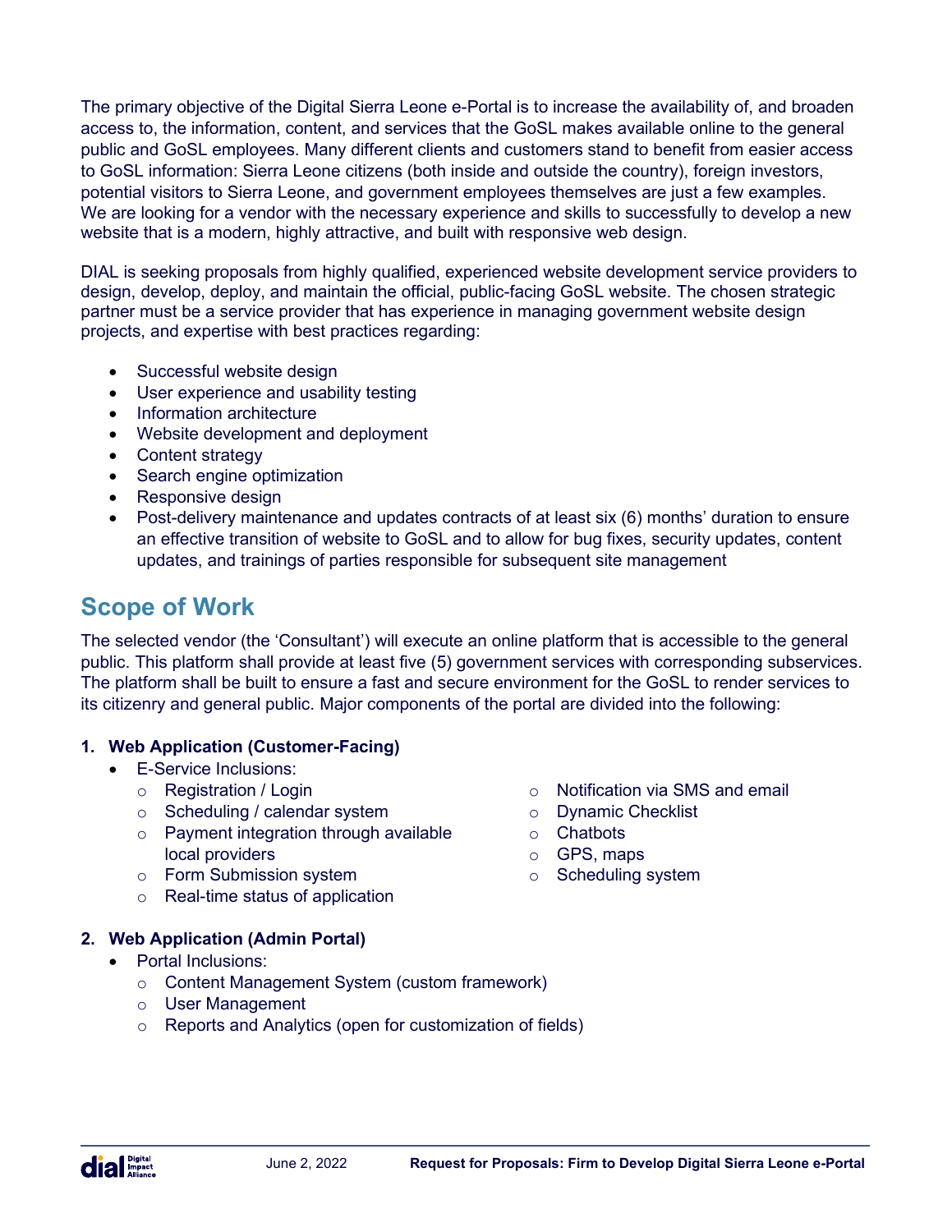The primary objective of the Digital Sierra Leone e-Portal is to increase the availability of, and broaden access to, the information, content, and services that the GoSL makes available online to the general public and GoSL employees. Many different clients and customers stand to benefit from easier access to GoSL information: Sierra Leone citizens (both inside and outside the country), foreign investors, potential visitors to Sierra Leone, and government employees themselves are just a few examples. We are looking for a vendor with the necessary experience and skills to successfully to develop a new website that is a modern, highly attractive, and built with responsive web design.

DIAL is seeking proposals from highly qualified, experienced website development service providers to design, develop, deploy, and maintain the official, public-facing GoSL website. The chosen strategic partner must be a service provider that has experience in managing government website design projects, and expertise with best practices regarding:

- Successful website design
- User experience and usability testing
- Information architecture
- Website development and deployment
- Content strategy
- Search engine optimization
- Responsive design
- Post-delivery maintenance and updates contracts of at least six (6) months' duration to ensure an effective transition of website to GoSL and to allow for bug fixes, security updates, content updates, and trainings of parties responsible for subsequent site management

## Scope of Work

The selected vendor (the 'Consultant') will execute an online platform that is accessible to the general public. This platform shall provide at least five (5) government services with corresponding subservices. The platform shall be built to ensure a fast and secure environment for the GoSL to render services to its citizenry and general public. Major components of the portal are divided into the following:

1. **Web Application (Customer-Facing)**
   - E-Service Inclusions:
     - Registration / Login
     - Scheduling / calendar system
     - Payment integration through available local providers
     - Form Submission system
     - Real-time status of application
     - Notification via SMS and email
     - Dynamic Checklist
     - Chatbots
     - GPS, maps
     - Scheduling system

2. **Web Application (Admin Portal)**
   - Portal Inclusions:
     - Content Management System (custom framework)
     - User Management
     - Reports and Analytics (open for customization of fields)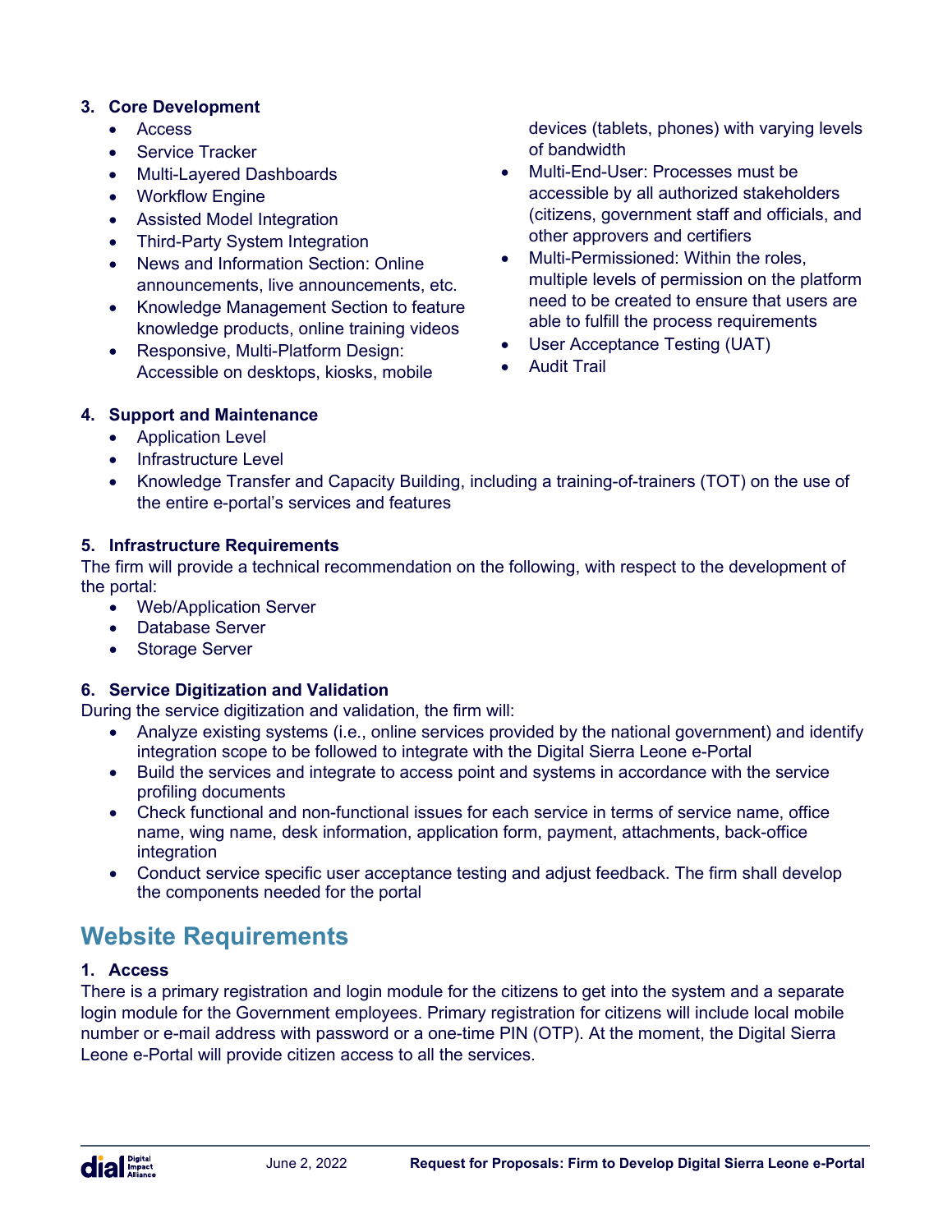3. **Core Development**
    - Access
    - Service Tracker
    - Multi-Layered Dashboards
    - Workflow Engine
    - Assisted Model Integration
    - Third-Party System Integration
    - News and Information Section: Online announcements, live announcements, etc.
    - Knowledge Management Section to feature knowledge products, online training videos
    - Responsive, Multi-Platform Design: Accessible on desktops, kiosks, mobile devices (tablets, phones) with varying levels of bandwidth
    - Multi-End-User: Processes must be accessible by all authorized stakeholders (citizens, government staff and officials, and other approvers and certifiers
    - Multi-Permissioned: Within the roles, multiple levels of permission on the platform need to be created to ensure that users are able to fulfill the process requirements
    - User Acceptance Testing (UAT)
    - Audit Trail

4. **Support and Maintenance**
    - Application Level
    - Infrastructure Level
    - Knowledge Transfer and Capacity Building, including a training-of-trainers (TOT) on the use of the entire e-portal's services and features

5. **Infrastructure Requirements**

The firm will provide a technical recommendation on the following, with respect to the development of the portal:

- Web/Application Server
- Database Server
- Storage Server

6. **Service Digitization and Validation**

During the service digitization and validation, the firm will:

- Analyze existing systems (i.e., online services provided by the national government) and identify integration scope to be followed to integrate with the Digital Sierra Leone e-Portal
- Build the services and integrate to access point and systems in accordance with the service profiling documents
- Check functional and non-functional issues for each service in terms of service name, office name, wing name, desk information, application form, payment, attachments, back-office integration
- Conduct service specific user acceptance testing and adjust feedback. The firm shall develop the components needed for the portal

## Website Requirements

1. **Access**

There is a primary registration and login module for the citizens to get into the system and a separate login module for the Government employees. Primary registration for citizens will include local mobile number or e-mail address with password or a one-time PIN (OTP). At the moment, the Digital Sierra Leone e-Portal will provide citizen access to all the services.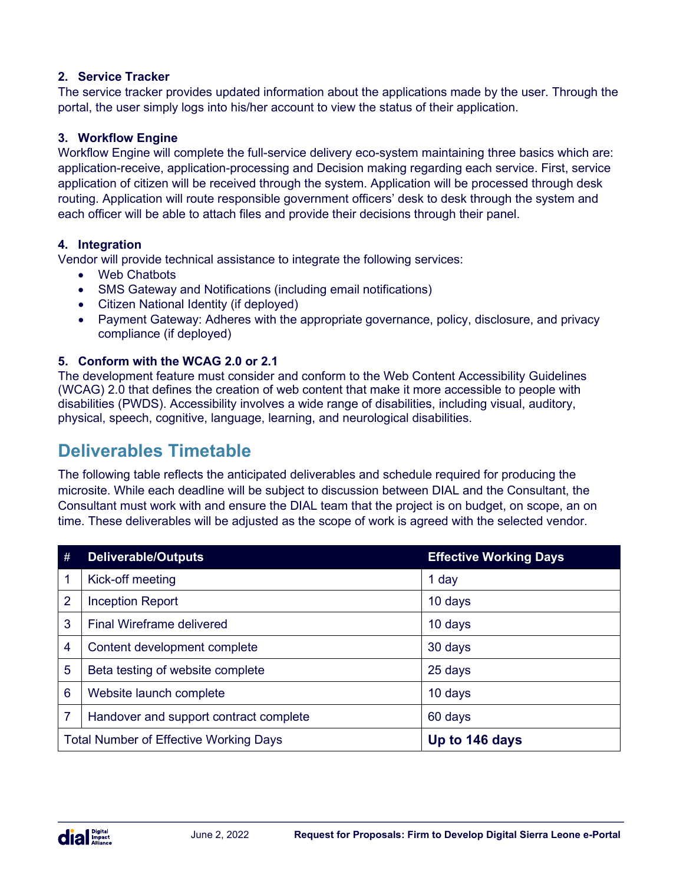**2. Service Tracker**

The service tracker provides updated information about the applications made by the user. Through the portal, the user simply logs into his/her account to view the status of their application.

**3. Workflow Engine**

Workflow Engine will complete the full-service delivery eco-system maintaining three basics which are: application-receive, application-processing and Decision making regarding each service. First, service application of citizen will be received through the system. Application will be processed through desk routing. Application will route responsible government officers' desk to desk through the system and each officer will be able to attach files and provide their decisions through their panel.

**4. Integration**

Vendor will provide technical assistance to integrate the following services:

- Web Chatbots
- SMS Gateway and Notifications (including email notifications)
- Citizen National Identity (if deployed)
- Payment Gateway: Adheres with the appropriate governance, policy, disclosure, and privacy compliance (if deployed)

**5. Conform with the WCAG 2.0 or 2.1**

The development feature must consider and conform to the Web Content Accessibility Guidelines (WCAG) 2.0 that defines the creation of web content that make it more accessible to people with disabilities (PWDS). Accessibility involves a wide range of disabilities, including visual, auditory, physical, speech, cognitive, language, learning, and neurological disabilities.

## Deliverables Timetable

The following table reflects the anticipated deliverables and schedule required for producing the microsite. While each deadline will be subject to discussion between DIAL and the Consultant, the Consultant must work with and ensure the DIAL team that the project is on budget, on scope, an on time. These deliverables will be adjusted as the scope of work is agreed with the selected vendor.

| # | Deliverable/Outputs | Effective Working Days |
|---|---|---|
| 1 | Kick-off meeting | 1 day |
| 2 | Inception Report | 10 days |
| 3 | Final Wireframe delivered | 10 days |
| 4 | Content development complete | 30 days |
| 5 | Beta testing of website complete | 25 days |
| 6 | Website launch complete | 10 days |
| 7 | Handover and support contract complete | 60 days |
| Total Number of Effective Working Days | | **Up to 146 days** |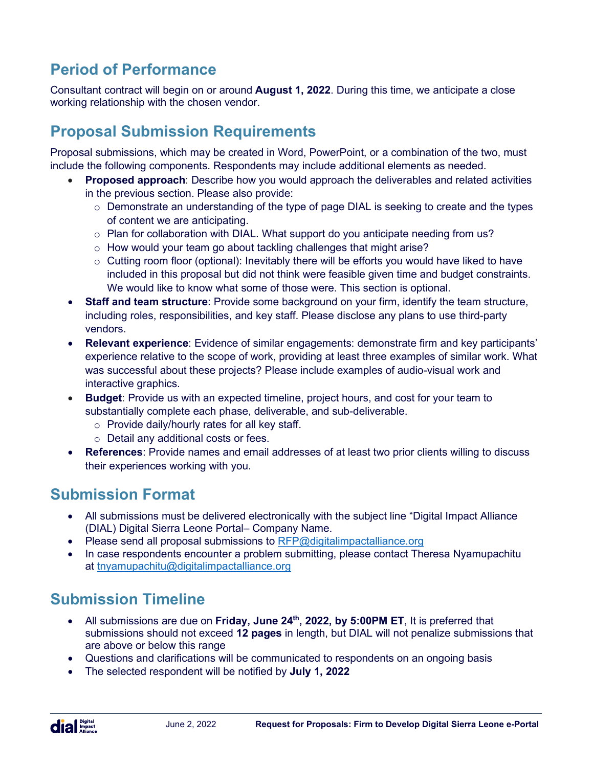## Period of Performance

Consultant contract will begin on or around **August 1, 2022**. During this time, we anticipate a close working relationship with the chosen vendor.

## Proposal Submission Requirements

Proposal submissions, which may be created in Word, PowerPoint, or a combination of the two, must include the following components. Respondents may include additional elements as needed.

- **Proposed approach**: Describe how you would approach the deliverables and related activities in the previous section. Please also provide:
  - Demonstrate an understanding of the type of page DIAL is seeking to create and the types of content we are anticipating.
  - Plan for collaboration with DIAL. What support do you anticipate needing from us?
  - How would your team go about tackling challenges that might arise?
  - Cutting room floor (optional): Inevitably there will be efforts you would have liked to have included in this proposal but did not think were feasible given time and budget constraints. We would like to know what some of those were. This section is optional.
- **Staff and team structure**: Provide some background on your firm, identify the team structure, including roles, responsibilities, and key staff. Please disclose any plans to use third-party vendors.
- **Relevant experience**: Evidence of similar engagements: demonstrate firm and key participants' experience relative to the scope of work, providing at least three examples of similar work. What was successful about these projects? Please include examples of audio-visual work and interactive graphics.
- **Budget**: Provide us with an expected timeline, project hours, and cost for your team to substantially complete each phase, deliverable, and sub-deliverable.
  - Provide daily/hourly rates for all key staff.
  - Detail any additional costs or fees.
- **References**: Provide names and email addresses of at least two prior clients willing to discuss their experiences working with you.

## Submission Format

- All submissions must be delivered electronically with the subject line "Digital Impact Alliance (DIAL) Digital Sierra Leone Portal– Company Name.
- Please send all proposal submissions to RFP@digitalimpactalliance.org
- In case respondents encounter a problem submitting, please contact Theresa Nyamupachitu at tnyamupachitu@digitalimpactalliance.org

## Submission Timeline

- All submissions are due on **Friday, June 24th, 2022, by 5:00PM ET**, It is preferred that submissions should not exceed **12 pages** in length, but DIAL will not penalize submissions that are above or below this range
- Questions and clarifications will be communicated to respondents on an ongoing basis
- The selected respondent will be notified by **July 1, 2022**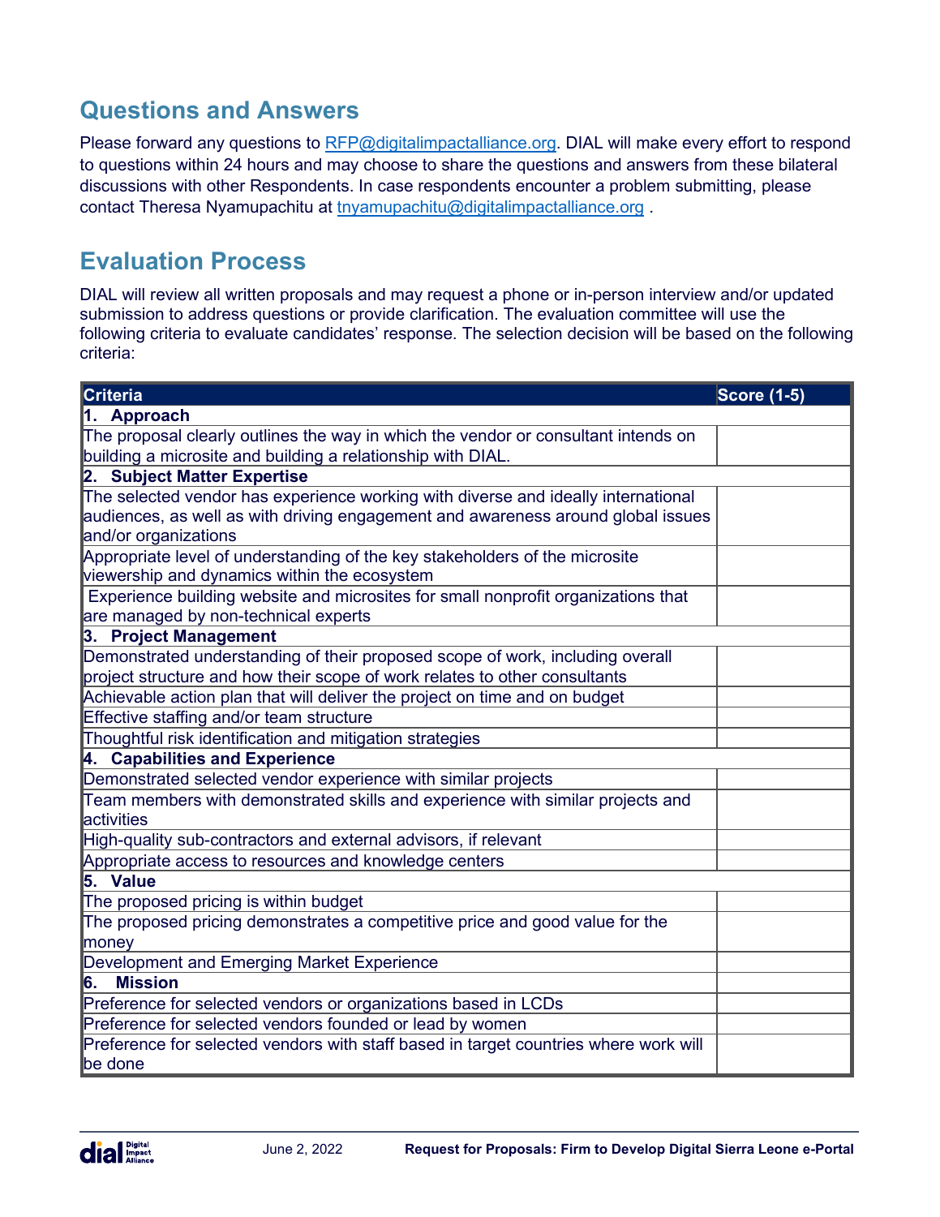## Questions and Answers

Please forward any questions to RFP@digitalimpactalliance.org. DIAL will make every effort to respond to questions within 24 hours and may choose to share the questions and answers from these bilateral discussions with other Respondents. In case respondents encounter a problem submitting, please contact Theresa Nyamupachitu at tnyamupachitu@digitalimpactalliance.org .

## Evaluation Process

DIAL will review all written proposals and may request a phone or in-person interview and/or updated submission to address questions or provide clarification. The evaluation committee will use the following criteria to evaluate candidates' response. The selection decision will be based on the following criteria:

| Criteria | Score (1-5) |
|---|---|
| **1. Approach** | |
| The proposal clearly outlines the way in which the vendor or consultant intends on building a microsite and building a relationship with DIAL. | |
| **2. Subject Matter Expertise** | |
| The selected vendor has experience working with diverse and ideally international audiences, as well as with driving engagement and awareness around global issues and/or organizations | |
| Appropriate level of understanding of the key stakeholders of the microsite viewership and dynamics within the ecosystem | |
| Experience building website and microsites for small nonprofit organizations that are managed by non-technical experts | |
| **3. Project Management** | |
| Demonstrated understanding of their proposed scope of work, including overall project structure and how their scope of work relates to other consultants | |
| Achievable action plan that will deliver the project on time and on budget | |
| Effective staffing and/or team structure | |
| Thoughtful risk identification and mitigation strategies | |
| **4. Capabilities and Experience** | |
| Demonstrated selected vendor experience with similar projects | |
| Team members with demonstrated skills and experience with similar projects and activities | |
| High-quality sub-contractors and external advisors, if relevant | |
| Appropriate access to resources and knowledge centers | |
| **5. Value** | |
| The proposed pricing is within budget | |
| The proposed pricing demonstrates a competitive price and good value for the money | |
| Development and Emerging Market Experience | |
| **6. Mission** | |
| Preference for selected vendors or organizations based in LCDs | |
| Preference for selected vendors founded or lead by women | |
| Preference for selected vendors with staff based in target countries where work will be done | |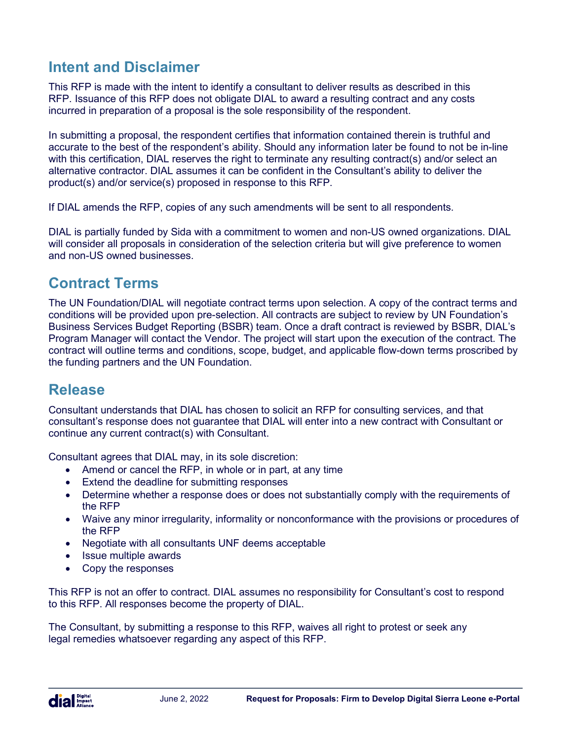## Intent and Disclaimer

This RFP is made with the intent to identify a consultant to deliver results as described in this RFP. Issuance of this RFP does not obligate DIAL to award a resulting contract and any costs incurred in preparation of a proposal is the sole responsibility of the respondent.

In submitting a proposal, the respondent certifies that information contained therein is truthful and accurate to the best of the respondent's ability. Should any information later be found to not be in-line with this certification, DIAL reserves the right to terminate any resulting contract(s) and/or select an alternative contractor. DIAL assumes it can be confident in the Consultant's ability to deliver the product(s) and/or service(s) proposed in response to this RFP.

If DIAL amends the RFP, copies of any such amendments will be sent to all respondents.

DIAL is partially funded by Sida with a commitment to women and non-US owned organizations. DIAL will consider all proposals in consideration of the selection criteria but will give preference to women and non-US owned businesses.

## Contract Terms

The UN Foundation/DIAL will negotiate contract terms upon selection. A copy of the contract terms and conditions will be provided upon pre-selection. All contracts are subject to review by UN Foundation's Business Services Budget Reporting (BSBR) team. Once a draft contract is reviewed by BSBR, DIAL's Program Manager will contact the Vendor. The project will start upon the execution of the contract. The contract will outline terms and conditions, scope, budget, and applicable flow-down terms proscribed by the funding partners and the UN Foundation.

## Release

Consultant understands that DIAL has chosen to solicit an RFP for consulting services, and that consultant's response does not guarantee that DIAL will enter into a new contract with Consultant or continue any current contract(s) with Consultant.

Consultant agrees that DIAL may, in its sole discretion:

- Amend or cancel the RFP, in whole or in part, at any time
- Extend the deadline for submitting responses
- Determine whether a response does or does not substantially comply with the requirements of the RFP
- Waive any minor irregularity, informality or nonconformance with the provisions or procedures of the RFP
- Negotiate with all consultants UNF deems acceptable
- Issue multiple awards
- Copy the responses

This RFP is not an offer to contract. DIAL assumes no responsibility for Consultant's cost to respond to this RFP. All responses become the property of DIAL.

The Consultant, by submitting a response to this RFP, waives all right to protest or seek any legal remedies whatsoever regarding any aspect of this RFP.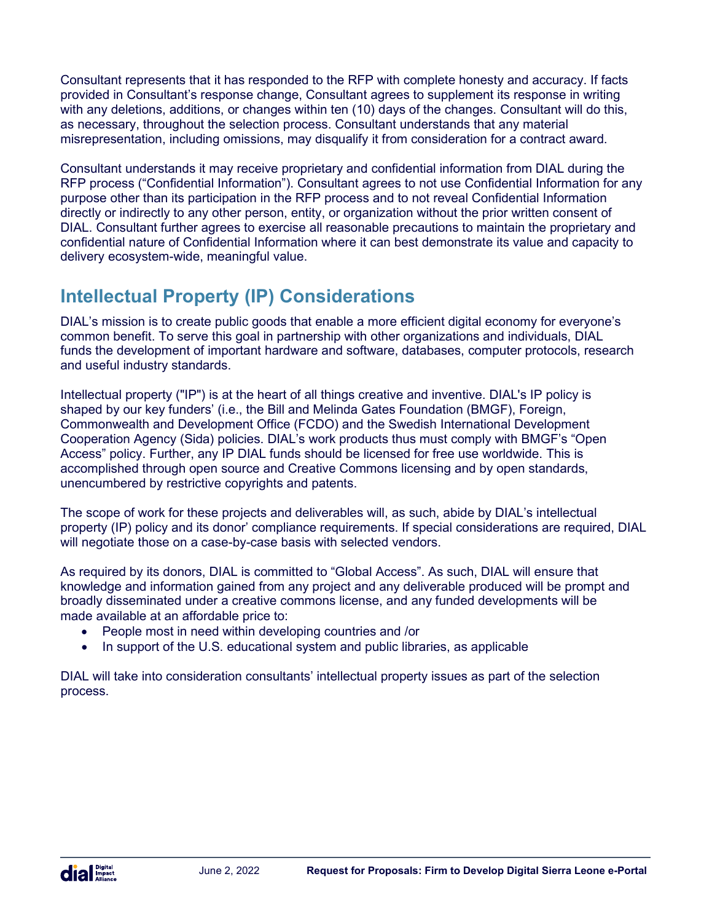Consultant represents that it has responded to the RFP with complete honesty and accuracy. If facts provided in Consultant's response change, Consultant agrees to supplement its response in writing with any deletions, additions, or changes within ten (10) days of the changes. Consultant will do this, as necessary, throughout the selection process. Consultant understands that any material misrepresentation, including omissions, may disqualify it from consideration for a contract award.

Consultant understands it may receive proprietary and confidential information from DIAL during the RFP process ("Confidential Information"). Consultant agrees to not use Confidential Information for any purpose other than its participation in the RFP process and to not reveal Confidential Information directly or indirectly to any other person, entity, or organization without the prior written consent of DIAL. Consultant further agrees to exercise all reasonable precautions to maintain the proprietary and confidential nature of Confidential Information where it can best demonstrate its value and capacity to delivery ecosystem-wide, meaningful value.

## Intellectual Property (IP) Considerations

DIAL's mission is to create public goods that enable a more efficient digital economy for everyone's common benefit. To serve this goal in partnership with other organizations and individuals, DIAL funds the development of important hardware and software, databases, computer protocols, research and useful industry standards.

Intellectual property ("IP") is at the heart of all things creative and inventive. DIAL's IP policy is shaped by our key funders' (i.e., the Bill and Melinda Gates Foundation (BMGF), Foreign, Commonwealth and Development Office (FCDO) and the Swedish International Development Cooperation Agency (Sida) policies. DIAL's work products thus must comply with BMGF's "Open Access" policy. Further, any IP DIAL funds should be licensed for free use worldwide. This is accomplished through open source and Creative Commons licensing and by open standards, unencumbered by restrictive copyrights and patents.

The scope of work for these projects and deliverables will, as such, abide by DIAL's intellectual property (IP) policy and its donor' compliance requirements. If special considerations are required, DIAL will negotiate those on a case-by-case basis with selected vendors.

As required by its donors, DIAL is committed to "Global Access". As such, DIAL will ensure that knowledge and information gained from any project and any deliverable produced will be prompt and broadly disseminated under a creative commons license, and any funded developments will be made available at an affordable price to:

- People most in need within developing countries and /or
- In support of the U.S. educational system and public libraries, as applicable

DIAL will take into consideration consultants' intellectual property issues as part of the selection process.